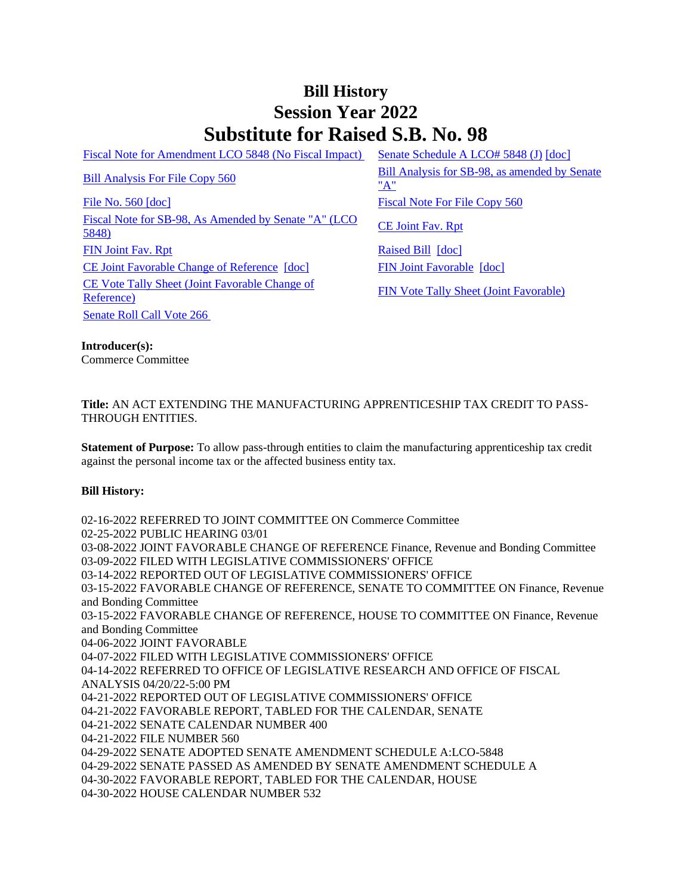# Bill History
# Session Year 2022
# Substitute for Raised S.B. No. 98

| | |
|---|---|
| Fiscal Note for Amendment LCO 5848 (No Fiscal Impact) | Senate Schedule A LCO# 5848 (J) [doc] |
| Bill Analysis For File Copy 560 | Bill Analysis for SB-98, as amended by Senate "A" |
| File No. 560 [doc] | Fiscal Note For File Copy 560 |
| Fiscal Note for SB-98, As Amended by Senate "A" (LCO 5848) | CE Joint Fav. Rpt |
| FIN Joint Fav. Rpt | Raised Bill [doc] |
| CE Joint Favorable Change of Reference [doc] | FIN Joint Favorable [doc] |
| CE Vote Tally Sheet (Joint Favorable Change of Reference) | FIN Vote Tally Sheet (Joint Favorable) |
| Senate Roll Call Vote 266 | |

**Introducer(s):**
Commerce Committee

**Title:** AN ACT EXTENDING THE MANUFACTURING APPRENTICESHIP TAX CREDIT TO PASS-THROUGH ENTITIES.

**Statement of Purpose:** To allow pass-through entities to claim the manufacturing apprenticeship tax credit against the personal income tax or the affected business entity tax.

**Bill History:**

02-16-2022 REFERRED TO JOINT COMMITTEE ON Commerce Committee
02-25-2022 PUBLIC HEARING 03/01
03-08-2022 JOINT FAVORABLE CHANGE OF REFERENCE Finance, Revenue and Bonding Committee
03-09-2022 FILED WITH LEGISLATIVE COMMISSIONERS' OFFICE
03-14-2022 REPORTED OUT OF LEGISLATIVE COMMISSIONERS' OFFICE
03-15-2022 FAVORABLE CHANGE OF REFERENCE, SENATE TO COMMITTEE ON Finance, Revenue and Bonding Committee
03-15-2022 FAVORABLE CHANGE OF REFERENCE, HOUSE TO COMMITTEE ON Finance, Revenue and Bonding Committee
04-06-2022 JOINT FAVORABLE
04-07-2022 FILED WITH LEGISLATIVE COMMISSIONERS' OFFICE
04-14-2022 REFERRED TO OFFICE OF LEGISLATIVE RESEARCH AND OFFICE OF FISCAL ANALYSIS 04/20/22-5:00 PM
04-21-2022 REPORTED OUT OF LEGISLATIVE COMMISSIONERS' OFFICE
04-21-2022 FAVORABLE REPORT, TABLED FOR THE CALENDAR, SENATE
04-21-2022 SENATE CALENDAR NUMBER 400
04-21-2022 FILE NUMBER 560
04-29-2022 SENATE ADOPTED SENATE AMENDMENT SCHEDULE A:LCO-5848
04-29-2022 SENATE PASSED AS AMENDED BY SENATE AMENDMENT SCHEDULE A
04-30-2022 FAVORABLE REPORT, TABLED FOR THE CALENDAR, HOUSE
04-30-2022 HOUSE CALENDAR NUMBER 532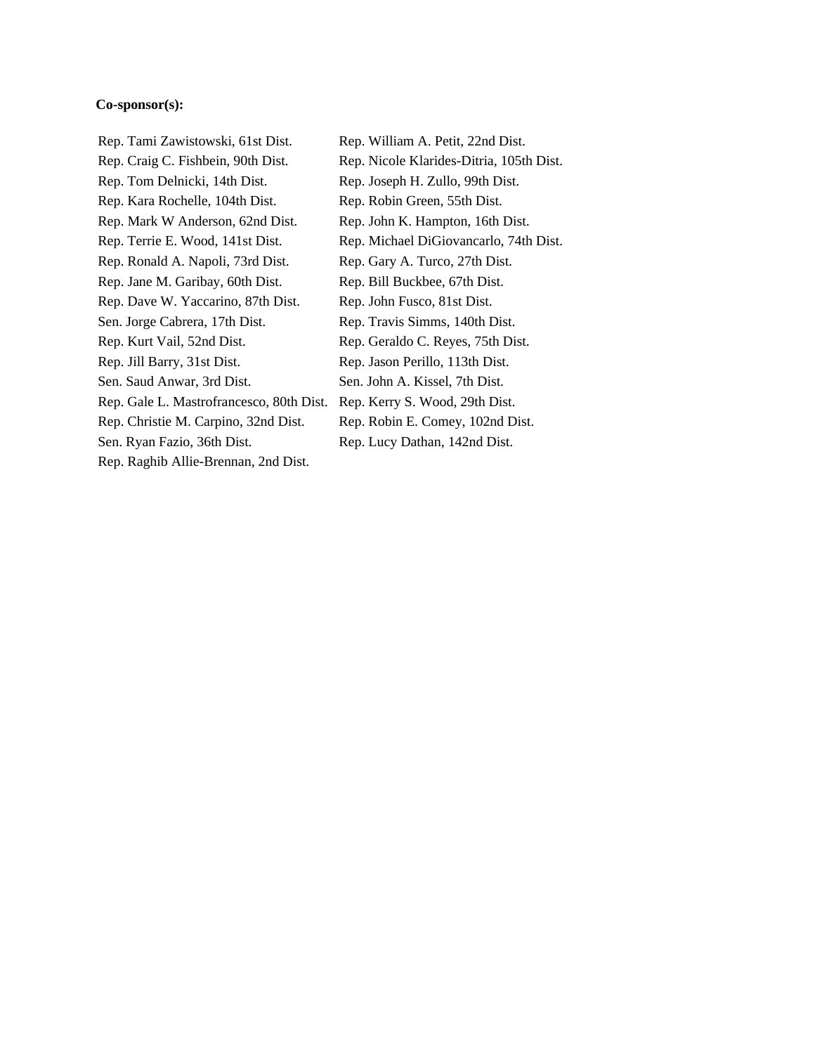**Co-sponsor(s):**

Rep. Tami Zawistowski, 61st Dist.
Rep. Craig C. Fishbein, 90th Dist.
Rep. Tom Delnicki, 14th Dist.
Rep. Kara Rochelle, 104th Dist.
Rep. Mark W Anderson, 62nd Dist.
Rep. Terrie E. Wood, 141st Dist.
Rep. Ronald A. Napoli, 73rd Dist.
Rep. Jane M. Garibay, 60th Dist.
Rep. Dave W. Yaccarino, 87th Dist.
Sen. Jorge Cabrera, 17th Dist.
Rep. Kurt Vail, 52nd Dist.
Rep. Jill Barry, 31st Dist.
Sen. Saud Anwar, 3rd Dist.
Rep. Gale L. Mastrofrancesco, 80th Dist.
Rep. Christie M. Carpino, 32nd Dist.
Sen. Ryan Fazio, 36th Dist.
Rep. Raghib Allie-Brennan, 2nd Dist.
Rep. William A. Petit, 22nd Dist.
Rep. Nicole Klarides-Ditria, 105th Dist.
Rep. Joseph H. Zullo, 99th Dist.
Rep. Robin Green, 55th Dist.
Rep. John K. Hampton, 16th Dist.
Rep. Michael DiGiovancarlo, 74th Dist.
Rep. Gary A. Turco, 27th Dist.
Rep. Bill Buckbee, 67th Dist.
Rep. John Fusco, 81st Dist.
Rep. Travis Simms, 140th Dist.
Rep. Geraldo C. Reyes, 75th Dist.
Rep. Jason Perillo, 113th Dist.
Sen. John A. Kissel, 7th Dist.
Rep. Kerry S. Wood, 29th Dist.
Rep. Robin E. Comey, 102nd Dist.
Rep. Lucy Dathan, 142nd Dist.